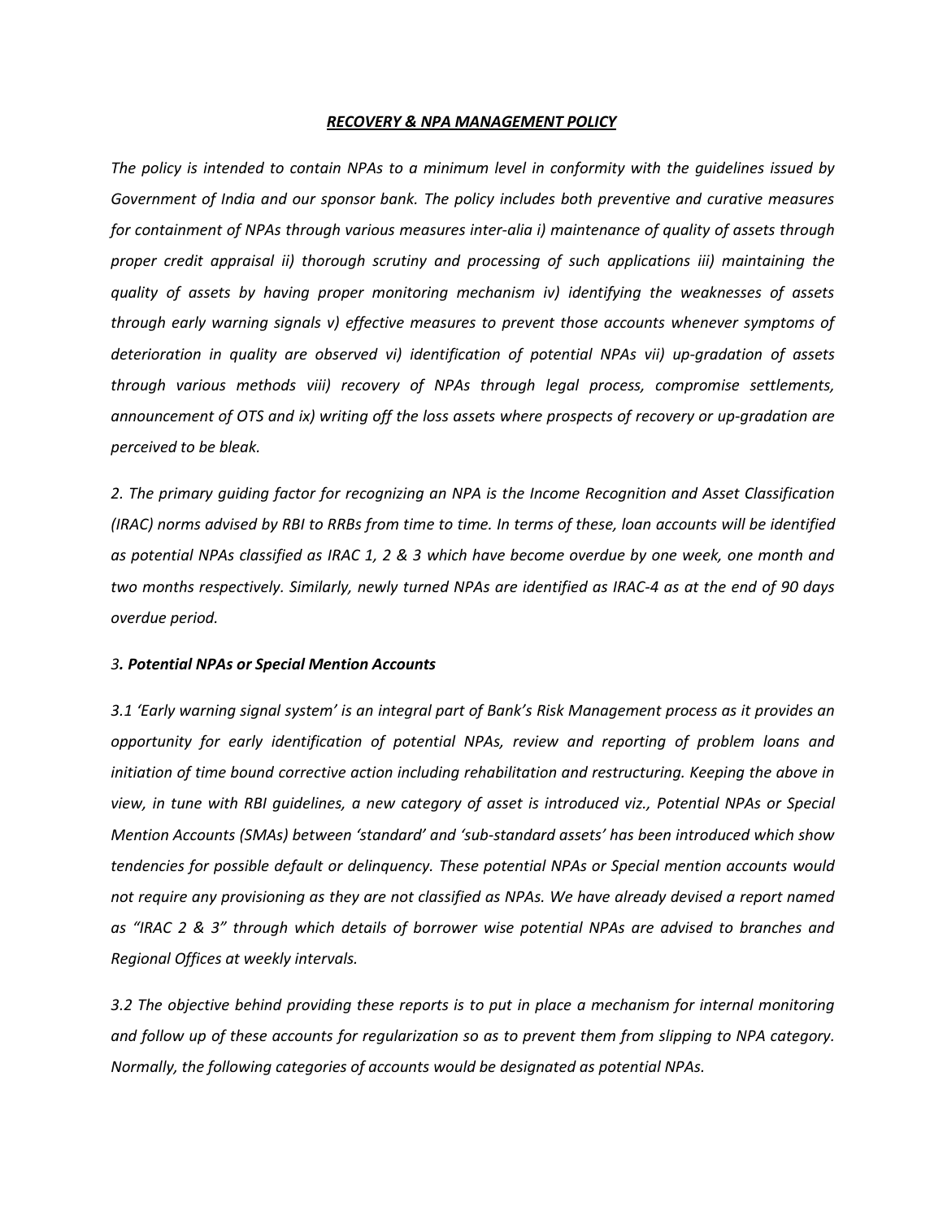# ***RECOVERY & NPA MANAGEMENT POLICY***

*The policy is intended to contain NPAs to a minimum level in conformity with the guidelines issued by Government of India and our sponsor bank. The policy includes both preventive and curative measures for containment of NPAs through various measures inter-alia i) maintenance of quality of assets through proper credit appraisal ii) thorough scrutiny and processing of such applications iii) maintaining the quality of assets by having proper monitoring mechanism iv) identifying the weaknesses of assets through early warning signals v) effective measures to prevent those accounts whenever symptoms of deterioration in quality are observed vi) identification of potential NPAs vii) up-gradation of assets through various methods viii) recovery of NPAs through legal process, compromise settlements, announcement of OTS and ix) writing off the loss assets where prospects of recovery or up-gradation are perceived to be bleak.*

*2. The primary guiding factor for recognizing an NPA is the Income Recognition and Asset Classification (IRAC) norms advised by RBI to RRBs from time to time. In terms of these, loan accounts will be identified as potential NPAs classified as IRAC 1, 2 & 3 which have become overdue by one week, one month and two months respectively. Similarly, newly turned NPAs are identified as IRAC-4 as at the end of 90 days overdue period.*

### *3. **Potential NPAs or Special Mention Accounts***

*3.1 'Early warning signal system' is an integral part of Bank's Risk Management process as it provides an opportunity for early identification of potential NPAs, review and reporting of problem loans and initiation of time bound corrective action including rehabilitation and restructuring. Keeping the above in view, in tune with RBI guidelines, a new category of asset is introduced viz., Potential NPAs or Special Mention Accounts (SMAs) between 'standard' and 'sub-standard assets' has been introduced which show tendencies for possible default or delinquency. These potential NPAs or Special mention accounts would not require any provisioning as they are not classified as NPAs. We have already devised a report named as "IRAC 2 & 3" through which details of borrower wise potential NPAs are advised to branches and Regional Offices at weekly intervals.*

*3.2 The objective behind providing these reports is to put in place a mechanism for internal monitoring and follow up of these accounts for regularization so as to prevent them from slipping to NPA category. Normally, the following categories of accounts would be designated as potential NPAs.*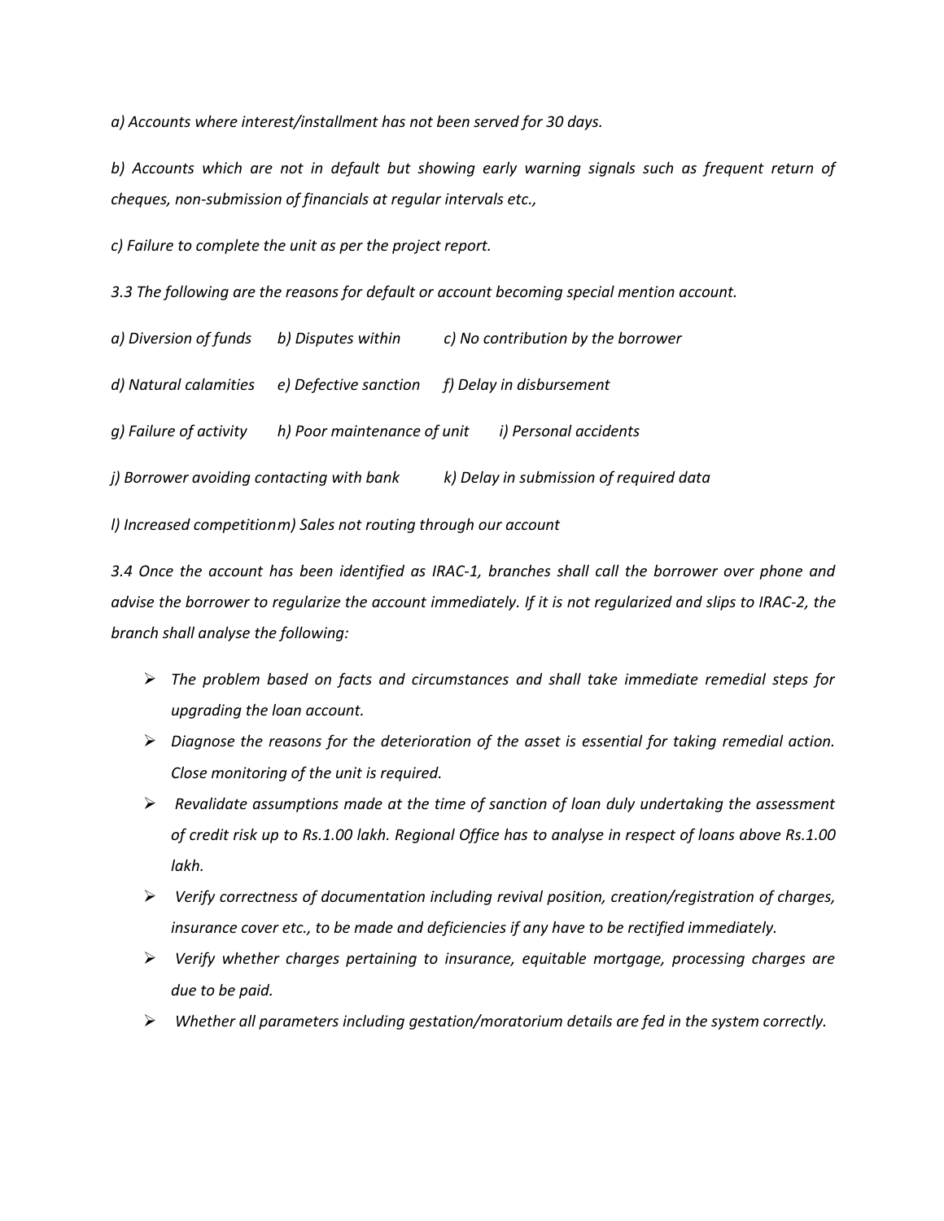*a) Accounts where interest/installment has not been served for 30 days.*

*b) Accounts which are not in default but showing early warning signals such as frequent return of cheques, non-submission of financials at regular intervals etc.,*

*c) Failure to complete the unit as per the project report.*

*3.3 The following are the reasons for default or account becoming special mention account.*

*a) Diversion of funds b) Disputes within c) No contribution by the borrower*

*d) Natural calamities e) Defective sanction f) Delay in disbursement*

*g) Failure of activity h) Poor maintenance of unit i) Personal accidents*

*j) Borrower avoiding contacting with bank k) Delay in submission of required data*

*l) Increased competitionm) Sales not routing through our account*

*3.4 Once the account has been identified as IRAC-1, branches shall call the borrower over phone and advise the borrower to regularize the account immediately. If it is not regularized and slips to IRAC-2, the branch shall analyse the following:*

- *The problem based on facts and circumstances and shall take immediate remedial steps for upgrading the loan account.*
- *Diagnose the reasons for the deterioration of the asset is essential for taking remedial action. Close monitoring of the unit is required.*
- *Revalidate assumptions made at the time of sanction of loan duly undertaking the assessment of credit risk up to Rs.1.00 lakh. Regional Office has to analyse in respect of loans above Rs.1.00 lakh.*
- *Verify correctness of documentation including revival position, creation/registration of charges, insurance cover etc., to be made and deficiencies if any have to be rectified immediately.*
- *Verify whether charges pertaining to insurance, equitable mortgage, processing charges are due to be paid.*
- *Whether all parameters including gestation/moratorium details are fed in the system correctly.*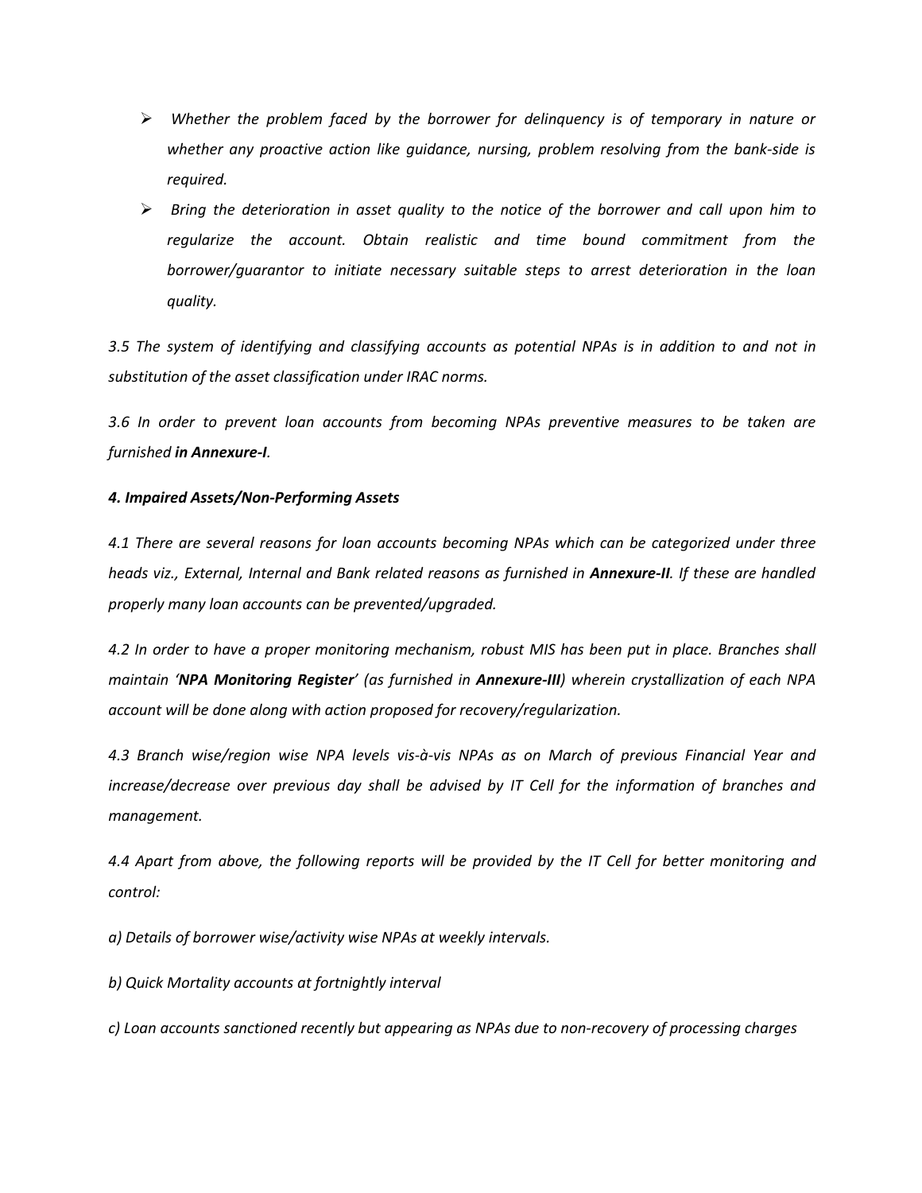- *Whether the problem faced by the borrower for delinquency is of temporary in nature or whether any proactive action like guidance, nursing, problem resolving from the bank-side is required.*
- *Bring the deterioration in asset quality to the notice of the borrower and call upon him to regularize the account. Obtain realistic and time bound commitment from the borrower/guarantor to initiate necessary suitable steps to arrest deterioration in the loan quality.*

*3.5 The system of identifying and classifying accounts as potential NPAs is in addition to and not in substitution of the asset classification under IRAC norms.*

*3.6 In order to prevent loan accounts from becoming NPAs preventive measures to be taken are furnished **in Annexure-I**.*

***4. Impaired Assets/Non-Performing Assets***

*4.1 There are several reasons for loan accounts becoming NPAs which can be categorized under three heads viz., External, Internal and Bank related reasons as furnished in **Annexure-II**. If these are handled properly many loan accounts can be prevented/upgraded.*

*4.2 In order to have a proper monitoring mechanism, robust MIS has been put in place. Branches shall maintain '**NPA Monitoring Register**' (as furnished in **Annexure-III**) wherein crystallization of each NPA account will be done along with action proposed for recovery/regularization.*

*4.3 Branch wise/region wise NPA levels vis-à-vis NPAs as on March of previous Financial Year and increase/decrease over previous day shall be advised by IT Cell for the information of branches and management.*

*4.4 Apart from above, the following reports will be provided by the IT Cell for better monitoring and control:*

*a) Details of borrower wise/activity wise NPAs at weekly intervals.*

*b) Quick Mortality accounts at fortnightly interval*

*c) Loan accounts sanctioned recently but appearing as NPAs due to non-recovery of processing charges*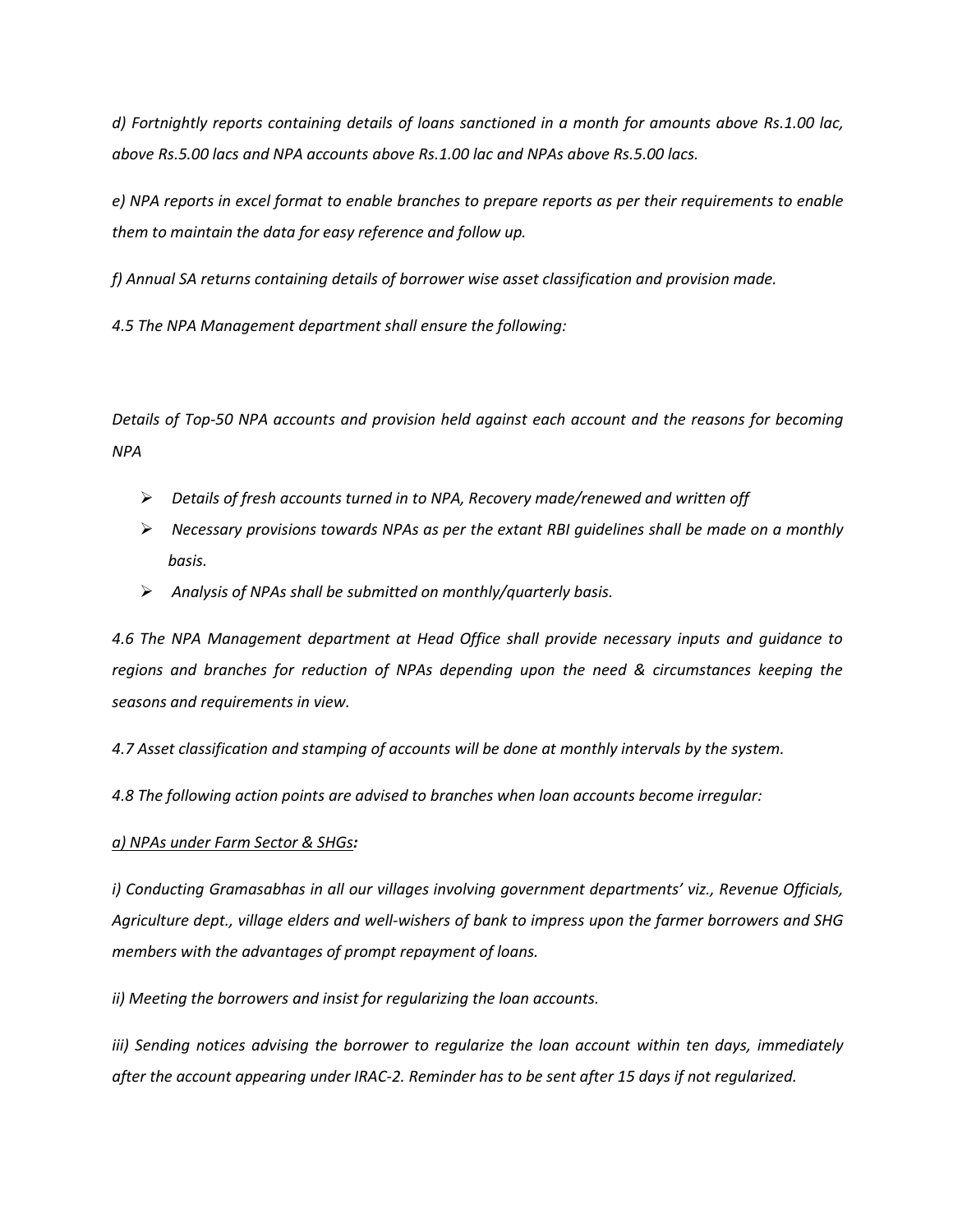*d) Fortnightly reports containing details of loans sanctioned in a month for amounts above Rs.1.00 lac, above Rs.5.00 lacs and NPA accounts above Rs.1.00 lac and NPAs above Rs.5.00 lacs.*

*e) NPA reports in excel format to enable branches to prepare reports as per their requirements to enable them to maintain the data for easy reference and follow up.*

*f) Annual SA returns containing details of borrower wise asset classification and provision made.*

*4.5 The NPA Management department shall ensure the following:*

*Details of Top-50 NPA accounts and provision held against each account and the reasons for becoming NPA*

- *Details of fresh accounts turned in to NPA, Recovery made/renewed and written off*
- *Necessary provisions towards NPAs as per the extant RBI guidelines shall be made on a monthly basis.*
- *Analysis of NPAs shall be submitted on monthly/quarterly basis.*

*4.6 The NPA Management department at Head Office shall provide necessary inputs and guidance to regions and branches for reduction of NPAs depending upon the need & circumstances keeping the seasons and requirements in view.*

*4.7 Asset classification and stamping of accounts will be done at monthly intervals by the system.*

*4.8 The following action points are advised to branches when loan accounts become irregular:*

***a) NPAs under Farm Sector & SHGs:***

*i) Conducting Gramasabhas in all our villages involving government departments' viz., Revenue Officials, Agriculture dept., village elders and well-wishers of bank to impress upon the farmer borrowers and SHG members with the advantages of prompt repayment of loans.*

*ii) Meeting the borrowers and insist for regularizing the loan accounts.*

*iii) Sending notices advising the borrower to regularize the loan account within ten days, immediately after the account appearing under IRAC-2. Reminder has to be sent after 15 days if not regularized.*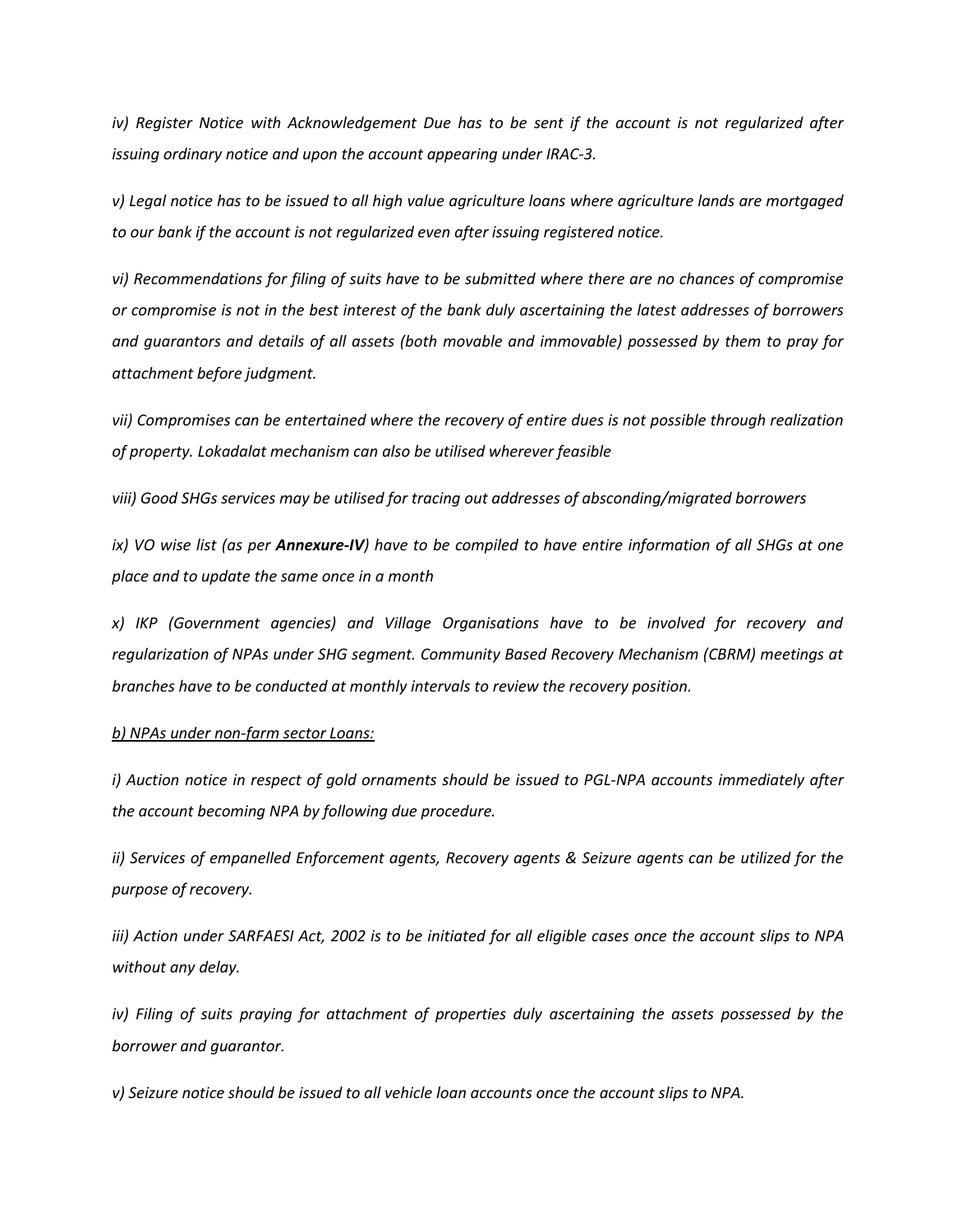*iv) Register Notice with Acknowledgement Due has to be sent if the account is not regularized after issuing ordinary notice and upon the account appearing under IRAC-3.*

*v) Legal notice has to be issued to all high value agriculture loans where agriculture lands are mortgaged to our bank if the account is not regularized even after issuing registered notice.*

*vi) Recommendations for filing of suits have to be submitted where there are no chances of compromise or compromise is not in the best interest of the bank duly ascertaining the latest addresses of borrowers and guarantors and details of all assets (both movable and immovable) possessed by them to pray for attachment before judgment.*

*vii) Compromises can be entertained where the recovery of entire dues is not possible through realization of property. Lokadalat mechanism can also be utilised wherever feasible*

*viii) Good SHGs services may be utilised for tracing out addresses of absconding/migrated borrowers*

*ix) VO wise list (as per **Annexure-IV**) have to be compiled to have entire information of all SHGs at one place and to update the same once in a month*

*x) IKP (Government agencies) and Village Organisations have to be involved for recovery and regularization of NPAs under SHG segment. Community Based Recovery Mechanism (CBRM) meetings at branches have to be conducted at monthly intervals to review the recovery position.*

*<u>b) NPAs under non-farm sector Loans:</u>*

*i) Auction notice in respect of gold ornaments should be issued to PGL-NPA accounts immediately after the account becoming NPA by following due procedure.*

*ii) Services of empanelled Enforcement agents, Recovery agents & Seizure agents can be utilized for the purpose of recovery.*

*iii) Action under SARFAESI Act, 2002 is to be initiated for all eligible cases once the account slips to NPA without any delay.*

*iv) Filing of suits praying for attachment of properties duly ascertaining the assets possessed by the borrower and guarantor.*

*v) Seizure notice should be issued to all vehicle loan accounts once the account slips to NPA.*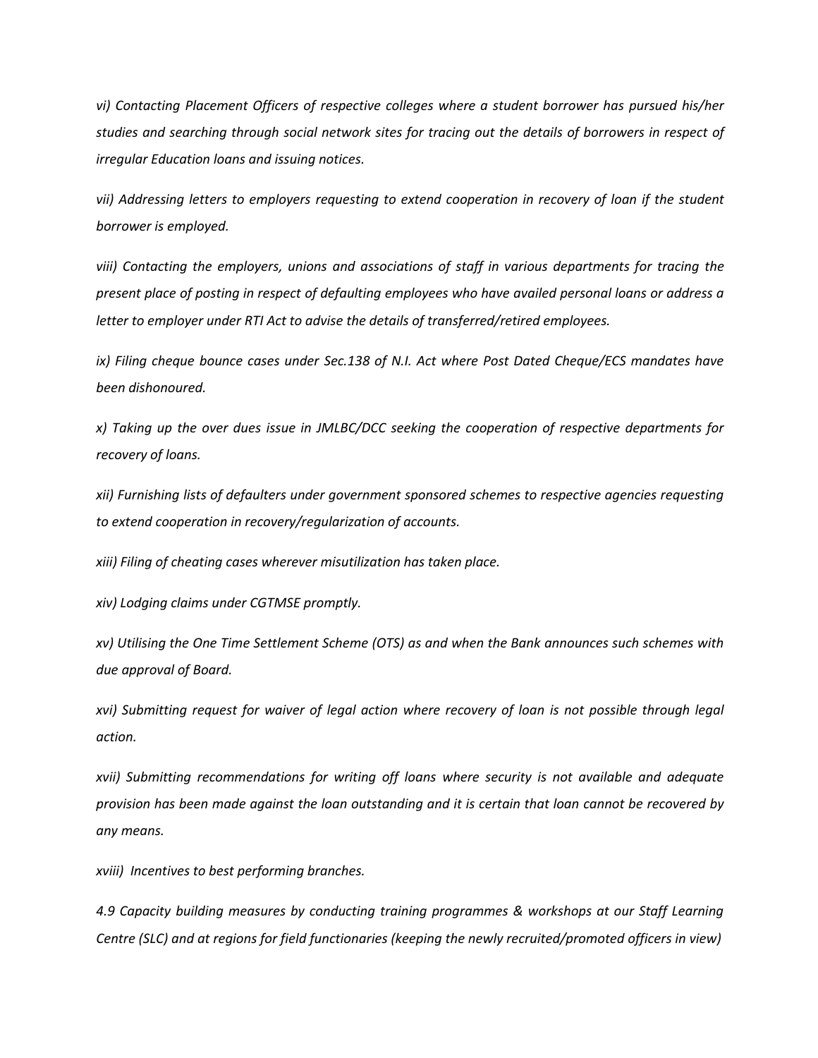*vi) Contacting Placement Officers of respective colleges where a student borrower has pursued his/her studies and searching through social network sites for tracing out the details of borrowers in respect of irregular Education loans and issuing notices.*

*vii) Addressing letters to employers requesting to extend cooperation in recovery of loan if the student borrower is employed.*

*viii) Contacting the employers, unions and associations of staff in various departments for tracing the present place of posting in respect of defaulting employees who have availed personal loans or address a letter to employer under RTI Act to advise the details of transferred/retired employees.*

*ix) Filing cheque bounce cases under Sec.138 of N.I. Act where Post Dated Cheque/ECS mandates have been dishonoured.*

*x) Taking up the over dues issue in JMLBC/DCC seeking the cooperation of respective departments for recovery of loans.*

*xii) Furnishing lists of defaulters under government sponsored schemes to respective agencies requesting to extend cooperation in recovery/regularization of accounts.*

*xiii) Filing of cheating cases wherever misutilization has taken place.*

*xiv) Lodging claims under CGTMSE promptly.*

*xv) Utilising the One Time Settlement Scheme (OTS) as and when the Bank announces such schemes with due approval of Board.*

*xvi) Submitting request for waiver of legal action where recovery of loan is not possible through legal action.*

*xvii) Submitting recommendations for writing off loans where security is not available and adequate provision has been made against the loan outstanding and it is certain that loan cannot be recovered by any means.*

*xviii) Incentives to best performing branches.*

*4.9 Capacity building measures by conducting training programmes & workshops at our Staff Learning Centre (SLC) and at regions for field functionaries (keeping the newly recruited/promoted officers in view)*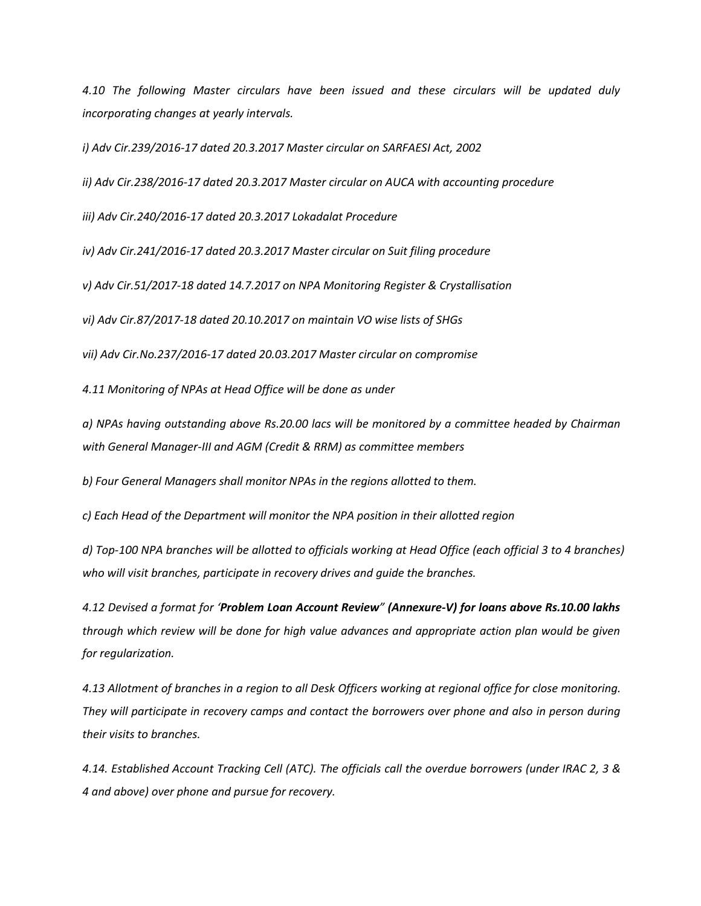*4.10 The following Master circulars have been issued and these circulars will be updated duly incorporating changes at yearly intervals.*

*i) Adv Cir.239/2016-17 dated 20.3.2017 Master circular on SARFAESI Act, 2002*

*ii) Adv Cir.238/2016-17 dated 20.3.2017 Master circular on AUCA with accounting procedure*

*iii) Adv Cir.240/2016-17 dated 20.3.2017 Lokadalat Procedure*

*iv) Adv Cir.241/2016-17 dated 20.3.2017 Master circular on Suit filing procedure*

*v) Adv Cir.51/2017-18 dated 14.7.2017 on NPA Monitoring Register & Crystallisation*

*vi) Adv Cir.87/2017-18 dated 20.10.2017 on maintain VO wise lists of SHGs*

*vii) Adv Cir.No.237/2016-17 dated 20.03.2017 Master circular on compromise*

*4.11 Monitoring of NPAs at Head Office will be done as under*

*a) NPAs having outstanding above Rs.20.00 lacs will be monitored by a committee headed by Chairman with General Manager-III and AGM (Credit & RRM) as committee members*

*b) Four General Managers shall monitor NPAs in the regions allotted to them.*

*c) Each Head of the Department will monitor the NPA position in their allotted region*

*d) Top-100 NPA branches will be allotted to officials working at Head Office (each official 3 to 4 branches) who will visit branches, participate in recovery drives and guide the branches.*

*4.12 Devised a format for '**Problem Loan Account Review" (Annexure-V) for loans above Rs.10.00 lakhs** through which review will be done for high value advances and appropriate action plan would be given for regularization.*

*4.13 Allotment of branches in a region to all Desk Officers working at regional office for close monitoring. They will participate in recovery camps and contact the borrowers over phone and also in person during their visits to branches.*

*4.14. Established Account Tracking Cell (ATC). The officials call the overdue borrowers (under IRAC 2, 3 & 4 and above) over phone and pursue for recovery.*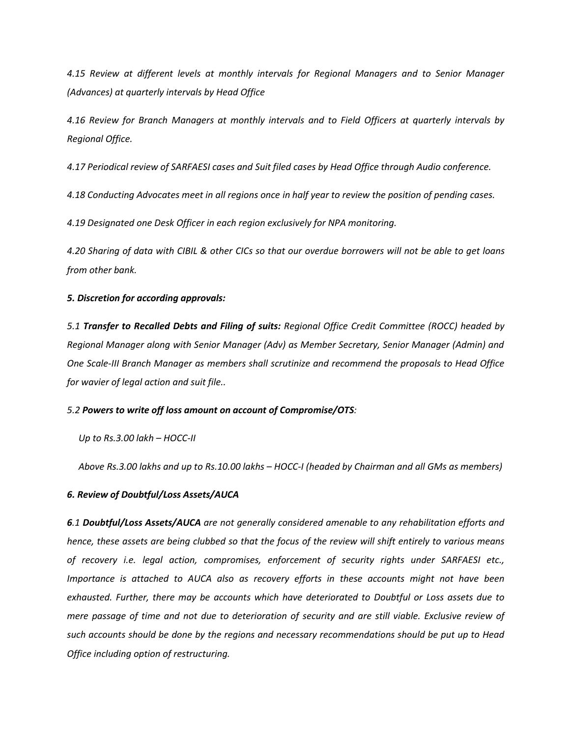*4.15 Review at different levels at monthly intervals for Regional Managers and to Senior Manager (Advances) at quarterly intervals by Head Office*

*4.16 Review for Branch Managers at monthly intervals and to Field Officers at quarterly intervals by Regional Office.*

*4.17 Periodical review of SARFAESI cases and Suit filed cases by Head Office through Audio conference.*

*4.18 Conducting Advocates meet in all regions once in half year to review the position of pending cases.*

*4.19 Designated one Desk Officer in each region exclusively for NPA monitoring.*

*4.20 Sharing of data with CIBIL & other CICs so that our overdue borrowers will not be able to get loans from other bank.*

***5. Discretion for according approvals:***

*5.1* ***Transfer to Recalled Debts and Filing of suits:*** *Regional Office Credit Committee (ROCC) headed by Regional Manager along with Senior Manager (Adv) as Member Secretary, Senior Manager (Admin) and One Scale-III Branch Manager as members shall scrutinize and recommend the proposals to Head Office for wavier of legal action and suit file..*

*5.2* ***Powers to write off loss amount on account of Compromise/OTS****:*

*Up to Rs.3.00 lakh – HOCC-II*

*Above Rs.3.00 lakhs and up to Rs.10.00 lakhs – HOCC-I (headed by Chairman and all GMs as members)*

***6. Review of Doubtful/Loss Assets/AUCA***

***6****.1* ***Doubtful/Loss Assets/AUCA*** *are not generally considered amenable to any rehabilitation efforts and hence, these assets are being clubbed so that the focus of the review will shift entirely to various means of recovery i.e. legal action, compromises, enforcement of security rights under SARFAESI etc., Importance is attached to AUCA also as recovery efforts in these accounts might not have been exhausted. Further, there may be accounts which have deteriorated to Doubtful or Loss assets due to mere passage of time and not due to deterioration of security and are still viable. Exclusive review of such accounts should be done by the regions and necessary recommendations should be put up to Head Office including option of restructuring.*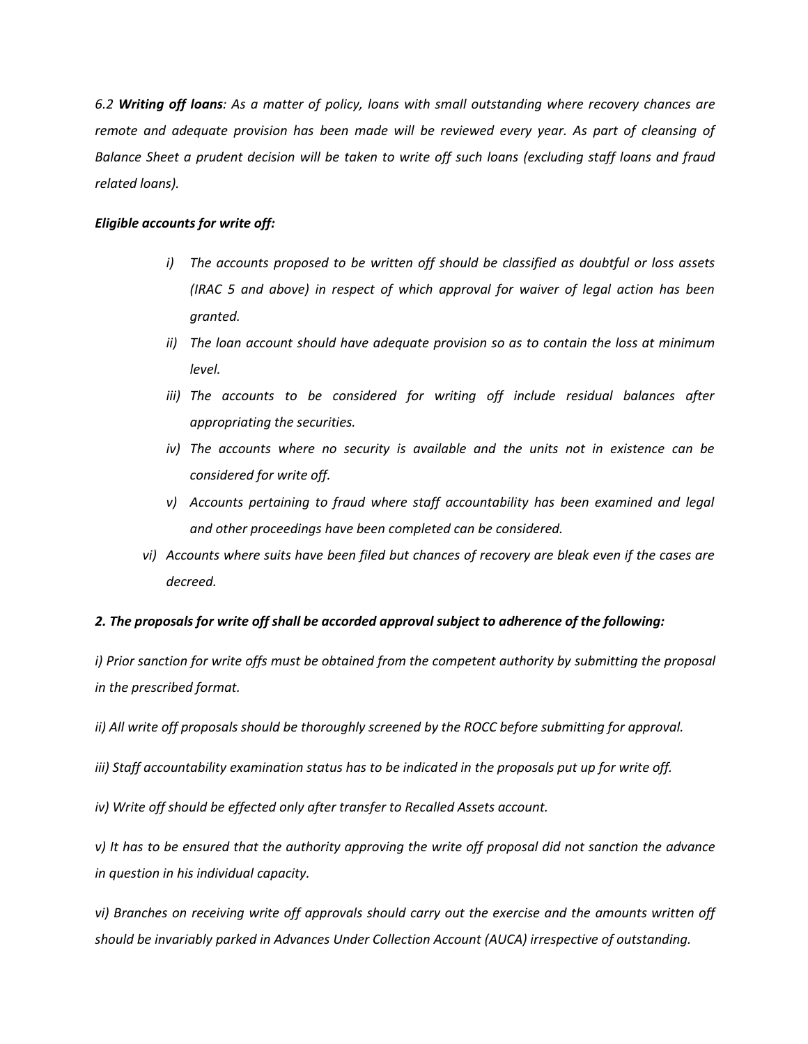*6.2 **Writing off loans**: As a matter of policy, loans with small outstanding where recovery chances are remote and adequate provision has been made will be reviewed every year. As part of cleansing of Balance Sheet a prudent decision will be taken to write off such loans (excluding staff loans and fraud related loans).*

***Eligible accounts for write off:***

- *i) The accounts proposed to be written off should be classified as doubtful or loss assets (IRAC 5 and above) in respect of which approval for waiver of legal action has been granted.*
- *ii) The loan account should have adequate provision so as to contain the loss at minimum level.*
- *iii) The accounts to be considered for writing off include residual balances after appropriating the securities.*
- *iv) The accounts where no security is available and the units not in existence can be considered for write off.*
- *v) Accounts pertaining to fraud where staff accountability has been examined and legal and other proceedings have been completed can be considered.*
- *vi) Accounts where suits have been filed but chances of recovery are bleak even if the cases are decreed.*

***2. The proposals for write off shall be accorded approval subject to adherence of the following:***

*i) Prior sanction for write offs must be obtained from the competent authority by submitting the proposal in the prescribed format.*

*ii) All write off proposals should be thoroughly screened by the ROCC before submitting for approval.*

*iii) Staff accountability examination status has to be indicated in the proposals put up for write off.*

*iv) Write off should be effected only after transfer to Recalled Assets account.*

*v) It has to be ensured that the authority approving the write off proposal did not sanction the advance in question in his individual capacity.*

*vi) Branches on receiving write off approvals should carry out the exercise and the amounts written off should be invariably parked in Advances Under Collection Account (AUCA) irrespective of outstanding.*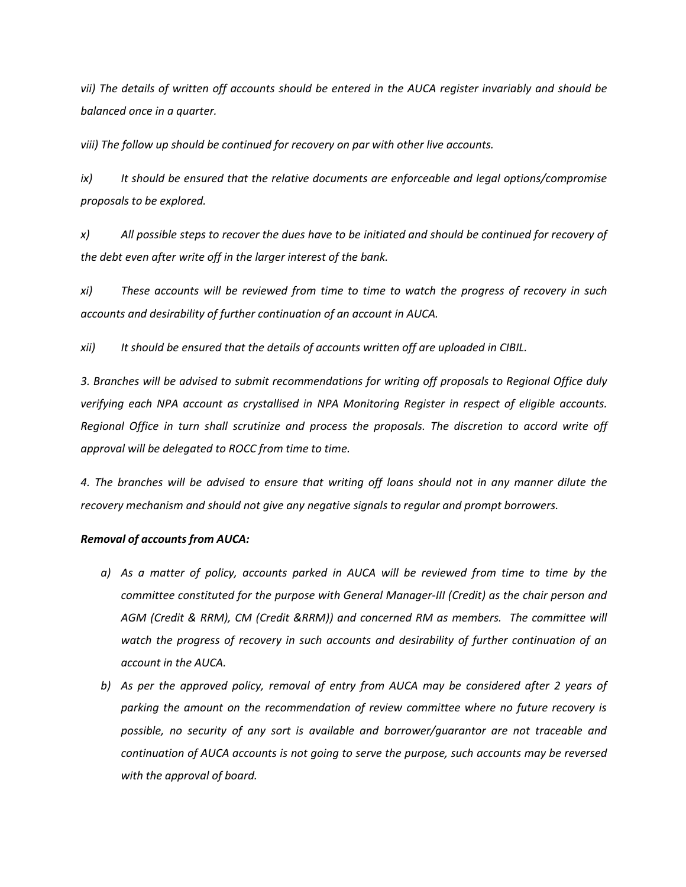*vii) The details of written off accounts should be entered in the AUCA register invariably and should be balanced once in a quarter.*

*viii) The follow up should be continued for recovery on par with other live accounts.*

*ix) It should be ensured that the relative documents are enforceable and legal options/compromise proposals to be explored.*

*x) All possible steps to recover the dues have to be initiated and should be continued for recovery of the debt even after write off in the larger interest of the bank.*

*xi) These accounts will be reviewed from time to time to watch the progress of recovery in such accounts and desirability of further continuation of an account in AUCA.*

*xii) It should be ensured that the details of accounts written off are uploaded in CIBIL.*

*3. Branches will be advised to submit recommendations for writing off proposals to Regional Office duly verifying each NPA account as crystallised in NPA Monitoring Register in respect of eligible accounts. Regional Office in turn shall scrutinize and process the proposals. The discretion to accord write off approval will be delegated to ROCC from time to time.*

*4. The branches will be advised to ensure that writing off loans should not in any manner dilute the recovery mechanism and should not give any negative signals to regular and prompt borrowers.*

***Removal of accounts from AUCA:***

*a) As a matter of policy, accounts parked in AUCA will be reviewed from time to time by the committee constituted for the purpose with General Manager-III (Credit) as the chair person and AGM (Credit & RRM), CM (Credit &RRM)) and concerned RM as members. The committee will watch the progress of recovery in such accounts and desirability of further continuation of an account in the AUCA.*

*b) As per the approved policy, removal of entry from AUCA may be considered after 2 years of parking the amount on the recommendation of review committee where no future recovery is possible, no security of any sort is available and borrower/guarantor are not traceable and continuation of AUCA accounts is not going to serve the purpose, such accounts may be reversed with the approval of board.*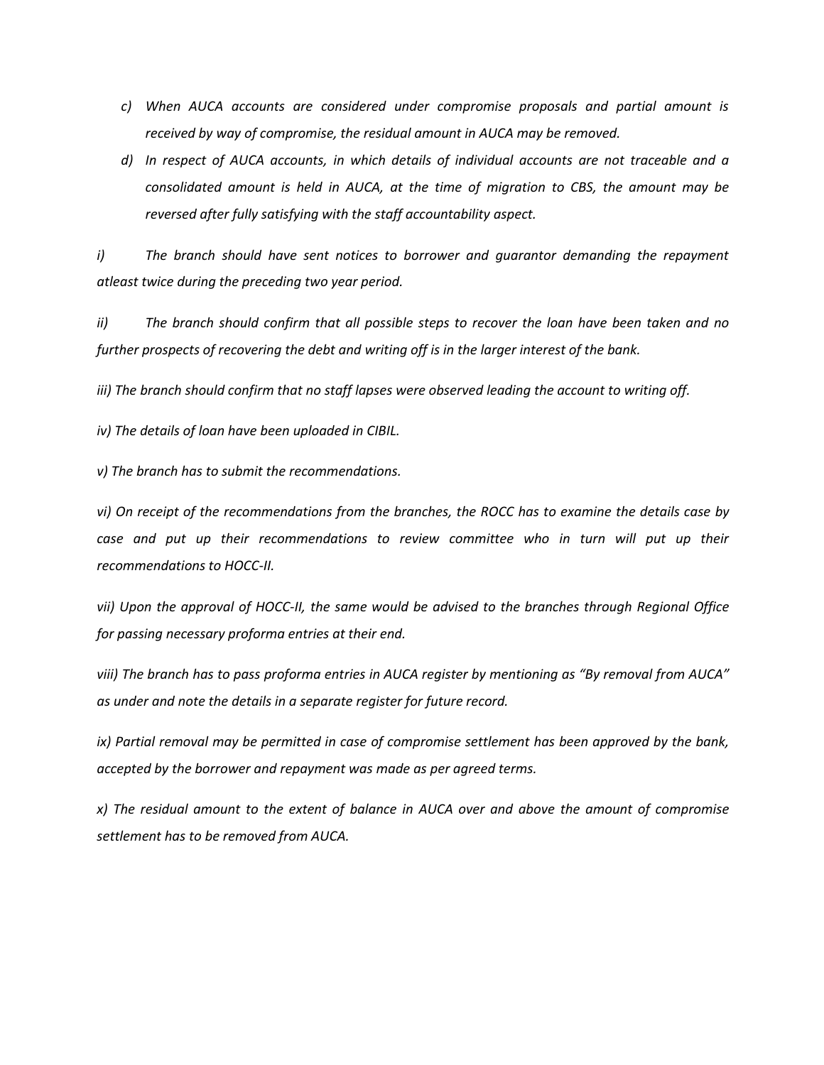*c) When AUCA accounts are considered under compromise proposals and partial amount is received by way of compromise, the residual amount in AUCA may be removed.*

*d) In respect of AUCA accounts, in which details of individual accounts are not traceable and a consolidated amount is held in AUCA, at the time of migration to CBS, the amount may be reversed after fully satisfying with the staff accountability aspect.*

*i) The branch should have sent notices to borrower and guarantor demanding the repayment atleast twice during the preceding two year period.*

*ii) The branch should confirm that all possible steps to recover the loan have been taken and no further prospects of recovering the debt and writing off is in the larger interest of the bank.*

*iii) The branch should confirm that no staff lapses were observed leading the account to writing off.*

*iv) The details of loan have been uploaded in CIBIL.*

*v) The branch has to submit the recommendations.*

*vi) On receipt of the recommendations from the branches, the ROCC has to examine the details case by case and put up their recommendations to review committee who in turn will put up their recommendations to HOCC-II.*

*vii) Upon the approval of HOCC-II, the same would be advised to the branches through Regional Office for passing necessary proforma entries at their end.*

*viii) The branch has to pass proforma entries in AUCA register by mentioning as "By removal from AUCA" as under and note the details in a separate register for future record.*

*ix) Partial removal may be permitted in case of compromise settlement has been approved by the bank, accepted by the borrower and repayment was made as per agreed terms.*

*x) The residual amount to the extent of balance in AUCA over and above the amount of compromise settlement has to be removed from AUCA.*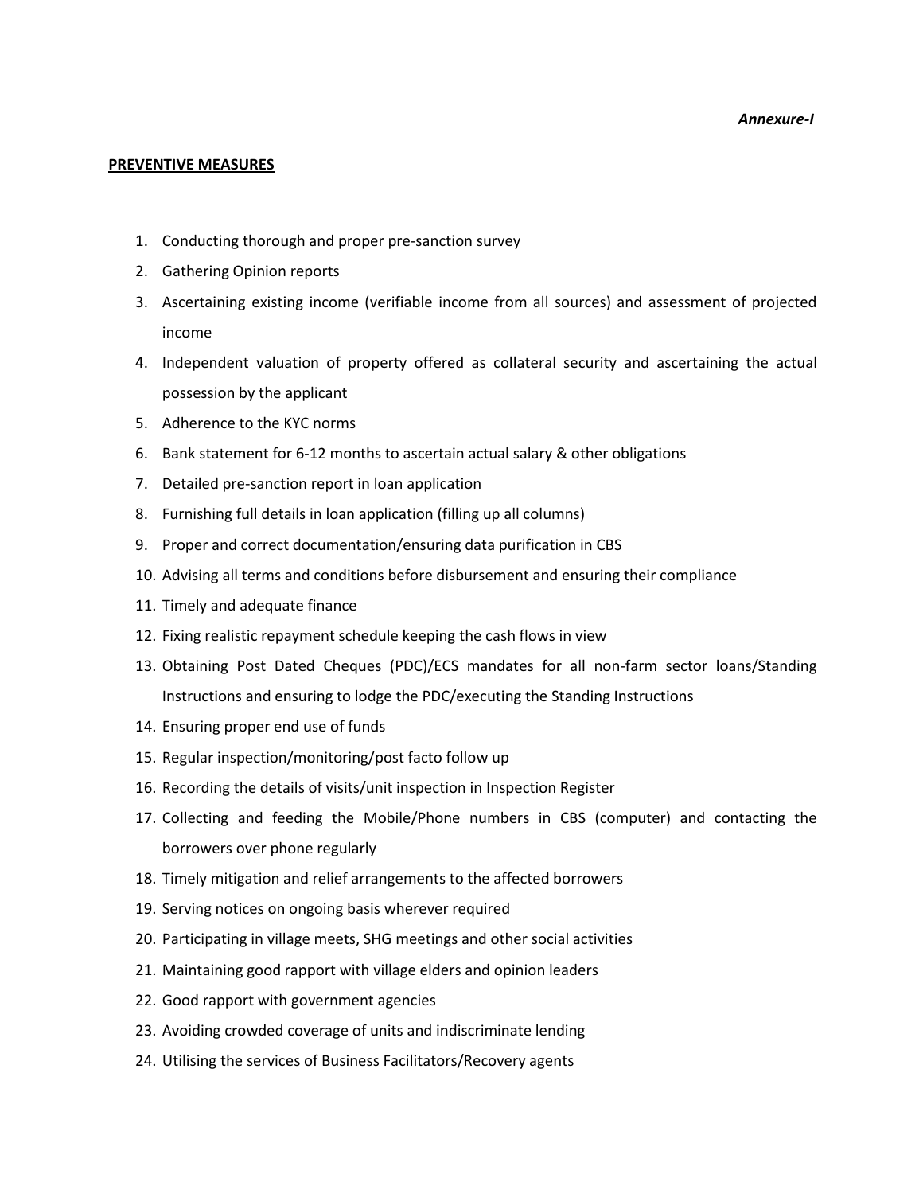*Annexure-I*

**PREVENTIVE MEASURES**

1. Conducting thorough and proper pre-sanction survey
2. Gathering Opinion reports
3. Ascertaining existing income (verifiable income from all sources) and assessment of projected income
4. Independent valuation of property offered as collateral security and ascertaining the actual possession by the applicant
5. Adherence to the KYC norms
6. Bank statement for 6-12 months to ascertain actual salary & other obligations
7. Detailed pre-sanction report in loan application
8. Furnishing full details in loan application (filling up all columns)
9. Proper and correct documentation/ensuring data purification in CBS
10. Advising all terms and conditions before disbursement and ensuring their compliance
11. Timely and adequate finance
12. Fixing realistic repayment schedule keeping the cash flows in view
13. Obtaining Post Dated Cheques (PDC)/ECS mandates for all non-farm sector loans/Standing Instructions and ensuring to lodge the PDC/executing the Standing Instructions
14. Ensuring proper end use of funds
15. Regular inspection/monitoring/post facto follow up
16. Recording the details of visits/unit inspection in Inspection Register
17. Collecting and feeding the Mobile/Phone numbers in CBS (computer) and contacting the borrowers over phone regularly
18. Timely mitigation and relief arrangements to the affected borrowers
19. Serving notices on ongoing basis wherever required
20. Participating in village meets, SHG meetings and other social activities
21. Maintaining good rapport with village elders and opinion leaders
22. Good rapport with government agencies
23. Avoiding crowded coverage of units and indiscriminate lending
24. Utilising the services of Business Facilitators/Recovery agents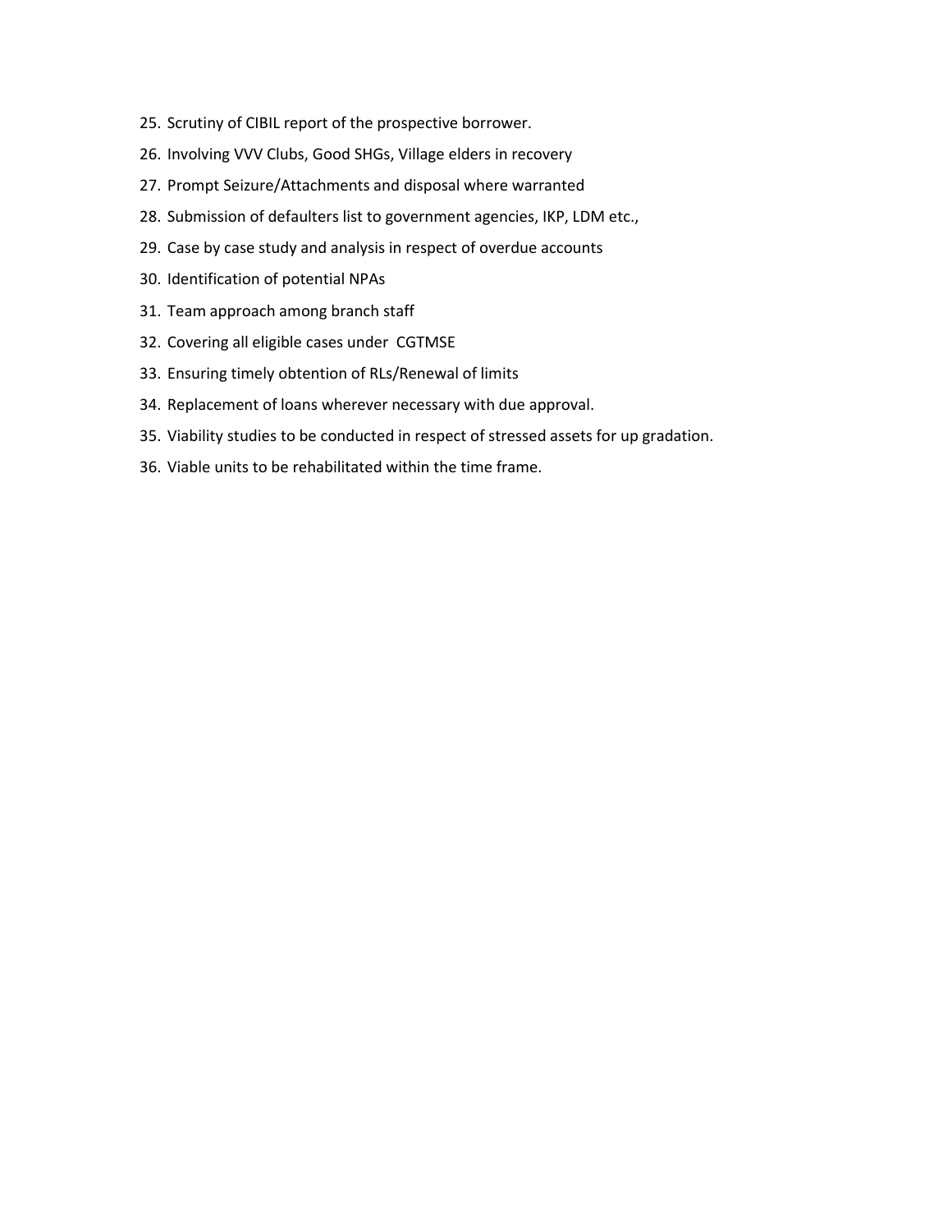25. Scrutiny of CIBIL report of the prospective borrower.
26. Involving VVV Clubs, Good SHGs, Village elders in recovery
27. Prompt Seizure/Attachments and disposal where warranted
28. Submission of defaulters list to government agencies, IKP, LDM etc.,
29. Case by case study and analysis in respect of overdue accounts
30. Identification of potential NPAs
31. Team approach among branch staff
32. Covering all eligible cases under CGTMSE
33. Ensuring timely obtention of RLs/Renewal of limits
34. Replacement of loans wherever necessary with due approval.
35. Viability studies to be conducted in respect of stressed assets for up gradation.
36. Viable units to be rehabilitated within the time frame.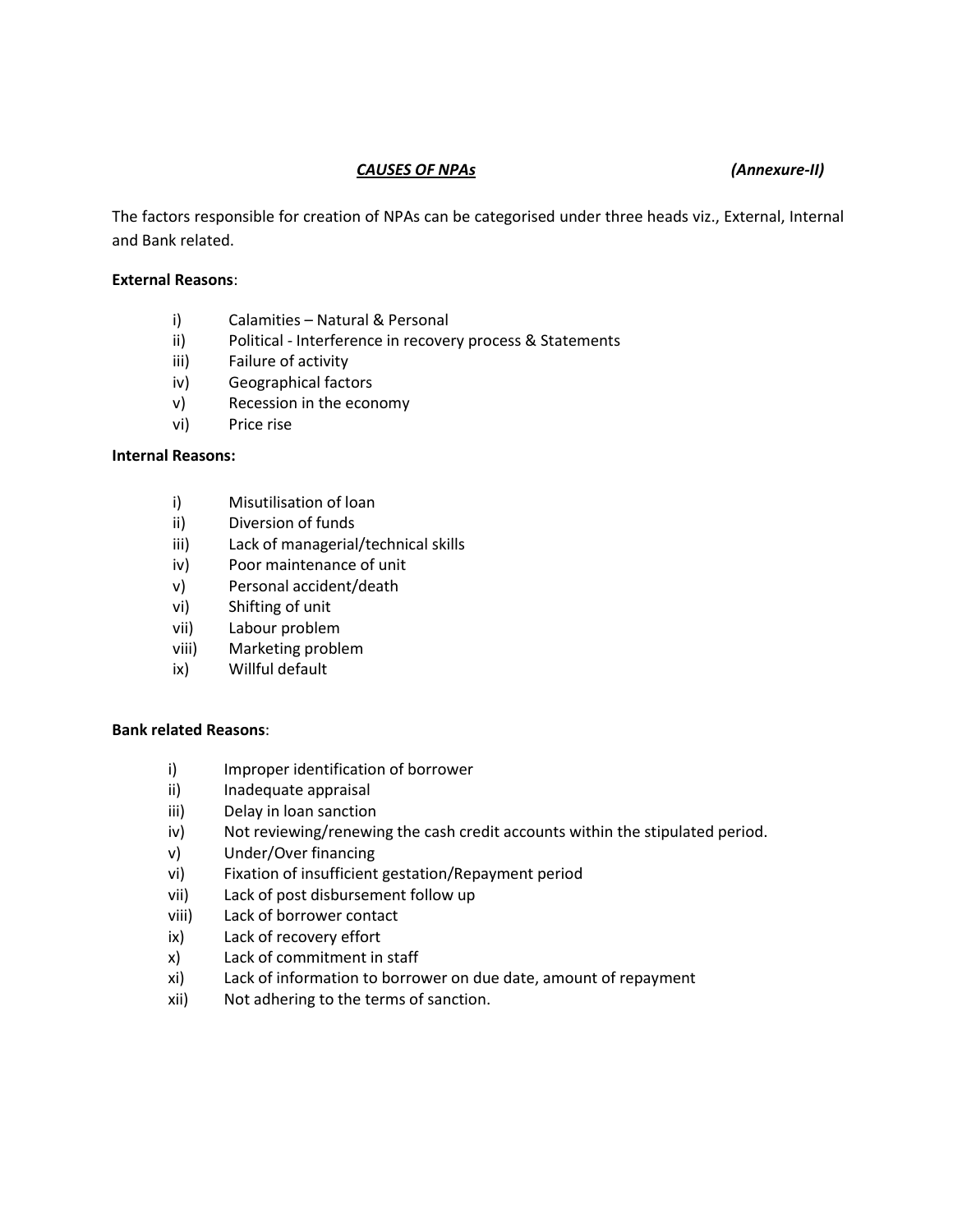## ***CAUSES OF NPAs*** ***(Annexure-II)***

The factors responsible for creation of NPAs can be categorised under three heads viz., External, Internal and Bank related.

**External Reasons**:

- i) Calamities – Natural & Personal
- ii) Political - Interference in recovery process & Statements
- iii) Failure of activity
- iv) Geographical factors
- v) Recession in the economy
- vi) Price rise

**Internal Reasons:**

- i) Misutilisation of loan
- ii) Diversion of funds
- iii) Lack of managerial/technical skills
- iv) Poor maintenance of unit
- v) Personal accident/death
- vi) Shifting of unit
- vii) Labour problem
- viii) Marketing problem
- ix) Willful default

**Bank related Reasons**:

- i) Improper identification of borrower
- ii) Inadequate appraisal
- iii) Delay in loan sanction
- iv) Not reviewing/renewing the cash credit accounts within the stipulated period.
- v) Under/Over financing
- vi) Fixation of insufficient gestation/Repayment period
- vii) Lack of post disbursement follow up
- viii) Lack of borrower contact
- ix) Lack of recovery effort
- x) Lack of commitment in staff
- xi) Lack of information to borrower on due date, amount of repayment
- xii) Not adhering to the terms of sanction.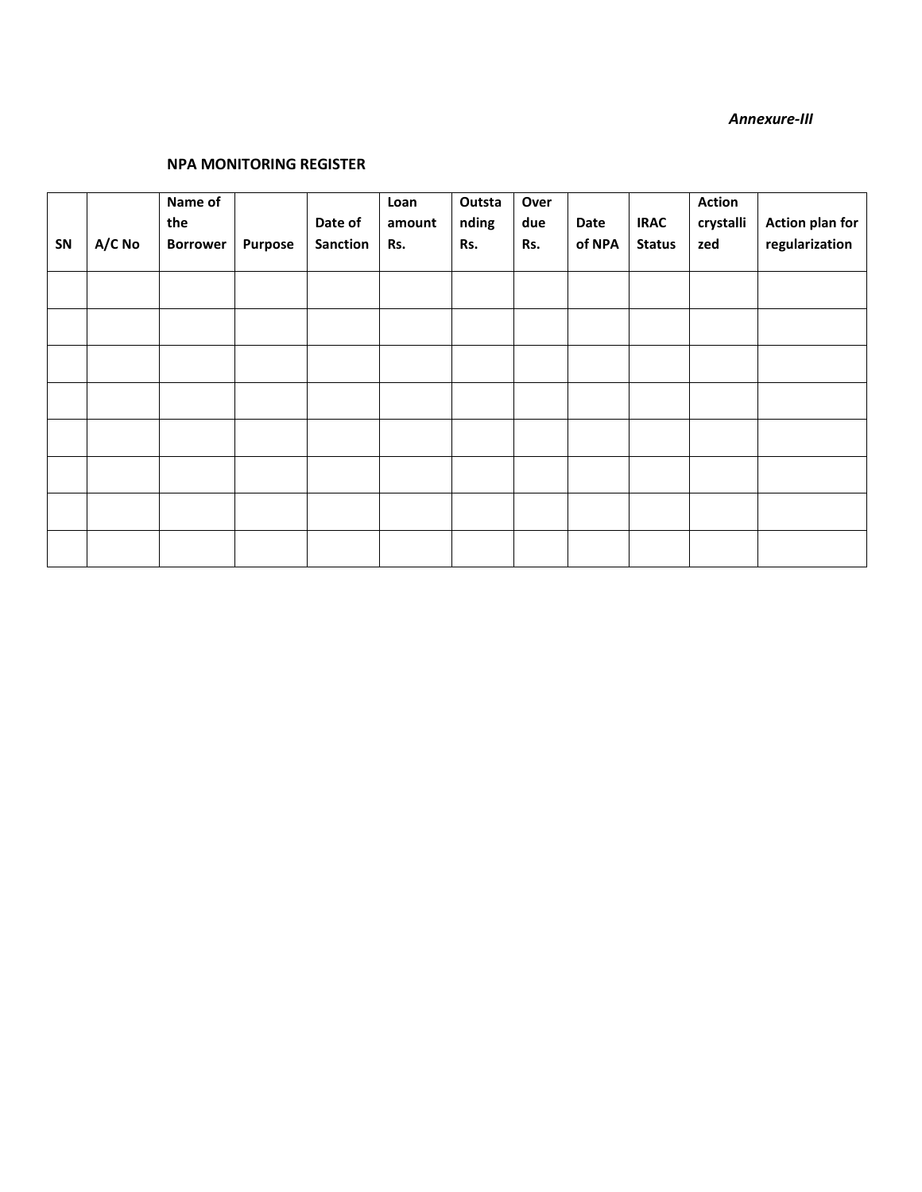*Annexure-III*

**NPA MONITORING REGISTER**

| SN | A/C No | Name of the Borrower | Purpose | Date of Sanction | Loan amount Rs. | Outstanding Rs. | Over due Rs. | Date of NPA | IRAC Status | Action crystallized | Action plan for regularization |
|---|---|---|---|---|---|---|---|---|---|---|---|
| | | | | | | | | | | | |
| | | | | | | | | | | | |
| | | | | | | | | | | | |
| | | | | | | | | | | | |
| | | | | | | | | | | | |
| | | | | | | | | | | | |
| | | | | | | | | | | | |
| | | | | | | | | | | | |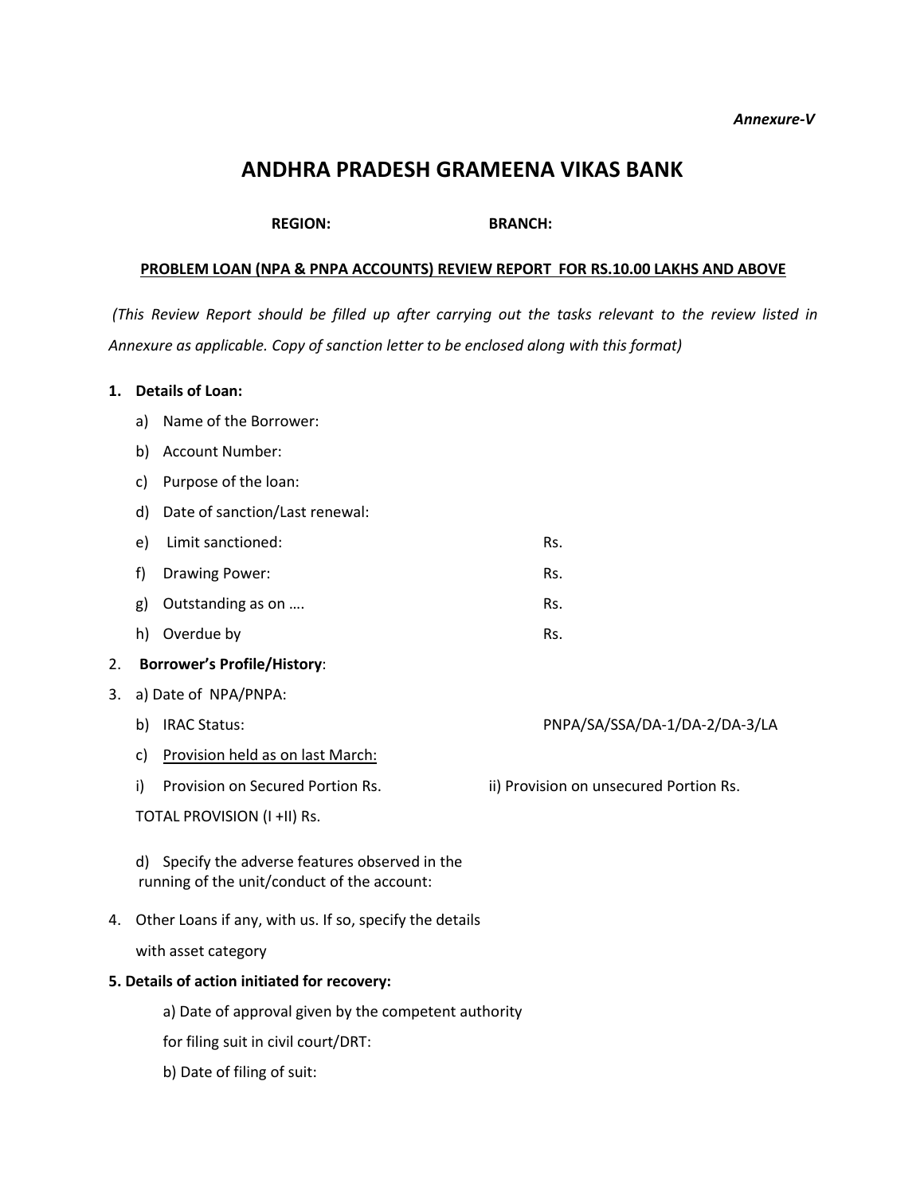*Annexure-V*

# ANDHRA PRADESH GRAMEENA VIKAS BANK

**REGION:** **BRANCH:**

**PROBLEM LOAN (NPA & PNPA ACCOUNTS) REVIEW REPORT FOR RS.10.00 LAKHS AND ABOVE**

*(This Review Report should be filled up after carrying out the tasks relevant to the review listed in Annexure as applicable. Copy of sanction letter to be enclosed along with this format)*

**1. Details of Loan:**

a) Name of the Borrower:

b) Account Number:

c) Purpose of the loan:

d) Date of sanction/Last renewal:

e) Limit sanctioned: Rs.

f) Drawing Power: Rs.

g) Outstanding as on …. Rs.

h) Overdue by Rs.

2. **Borrower's Profile/History**:

3. a) Date of NPA/PNPA:

b) IRAC Status: PNPA/SA/SSA/DA-1/DA-2/DA-3/LA

c) Provision held as on last March:

i) Provision on Secured Portion Rs. ii) Provision on unsecured Portion Rs.

TOTAL PROVISION (I +II) Rs.

d) Specify the adverse features observed in the running of the unit/conduct of the account:

4. Other Loans if any, with us. If so, specify the details with asset category

**5. Details of action initiated for recovery:**

a) Date of approval given by the competent authority for filing suit in civil court/DRT:

b) Date of filing of suit: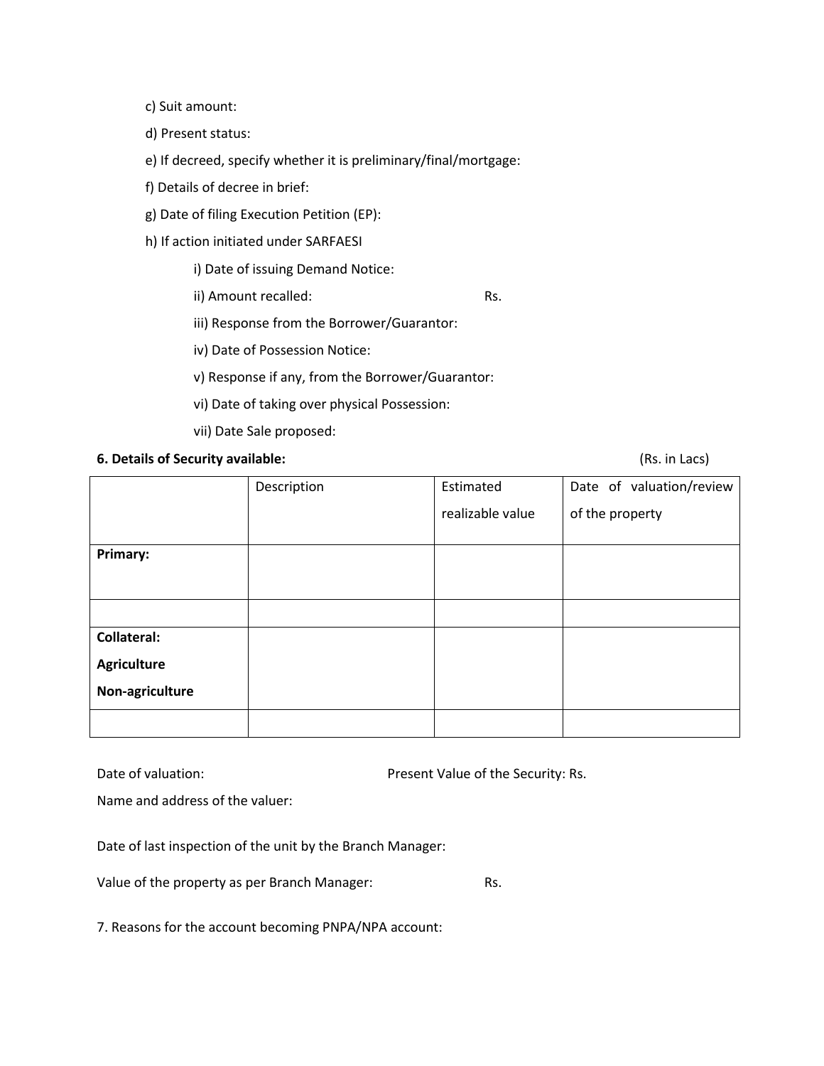c) Suit amount:

d) Present status:

e) If decreed, specify whether it is preliminary/final/mortgage:

f) Details of decree in brief:

g) Date of filing Execution Petition (EP):

h) If action initiated under SARFAESI

i) Date of issuing Demand Notice:

ii) Amount recalled: Rs.

iii) Response from the Borrower/Guarantor:

iv) Date of Possession Notice:

v) Response if any, from the Borrower/Guarantor:

vi) Date of taking over physical Possession:

vii) Date Sale proposed:

**6. Details of Security available:** (Rs. in Lacs)

| | Description | Estimated realizable value | Date of valuation/review of the property |
|---|---|---|---|
| **Primary:** | | | |
| | | | |
| **Collateral:** <br> **Agriculture** <br> **Non-agriculture** | | | |
| | | | |

Date of valuation: Present Value of the Security: Rs.

Name and address of the valuer:

Date of last inspection of the unit by the Branch Manager:

Value of the property as per Branch Manager: Rs.

7. Reasons for the account becoming PNPA/NPA account: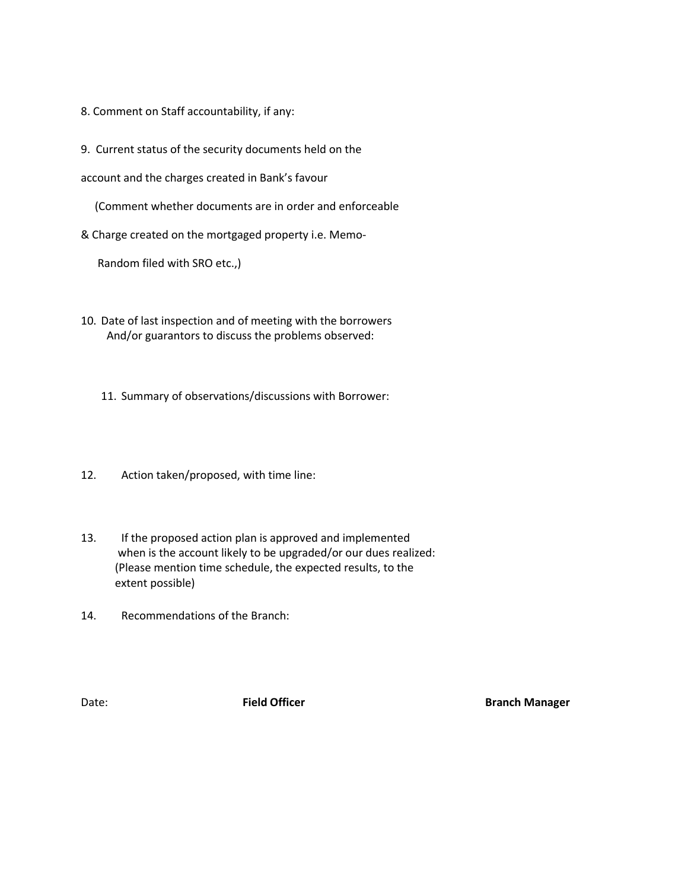8. Comment on Staff accountability, if any:

9. Current status of the security documents held on the account and the charges created in Bank's favour
(Comment whether documents are in order and enforceable & Charge created on the mortgaged property i.e. Memo-Random filed with SRO etc.,)

10. Date of last inspection and of meeting with the borrowers And/or guarantors to discuss the problems observed:

11. Summary of observations/discussions with Borrower:

12. Action taken/proposed, with time line:

13. If the proposed action plan is approved and implemented when is the account likely to be upgraded/or our dues realized: (Please mention time schedule, the expected results, to the extent possible)

14. Recommendations of the Branch:

Date: **Field Officer** **Branch Manager**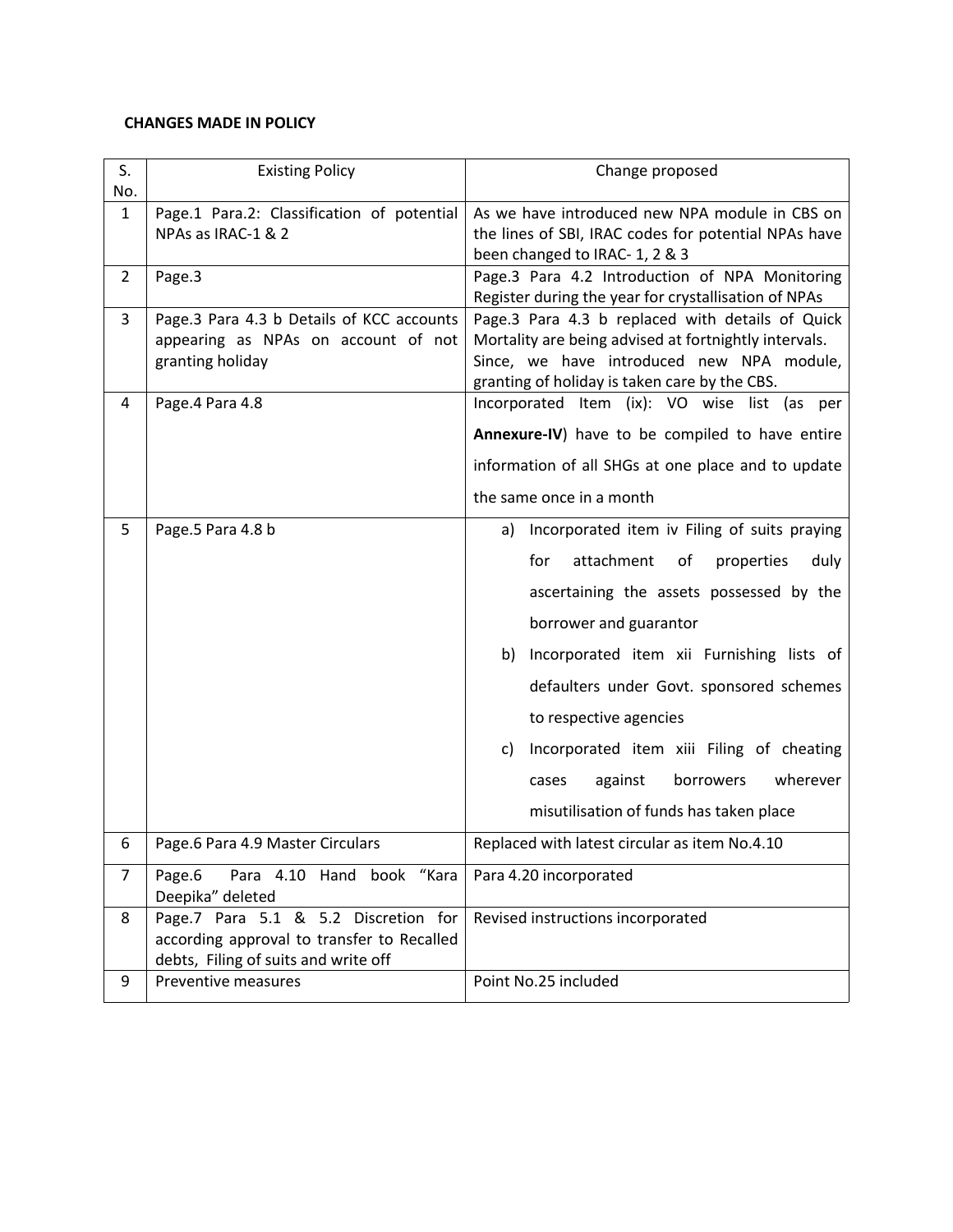**CHANGES MADE IN POLICY**

| S. No. | Existing Policy | Change proposed |
|---|---|---|
| 1 | Page.1 Para.2: Classification of potential NPAs as IRAC-1 & 2 | As we have introduced new NPA module in CBS on the lines of SBI, IRAC codes for potential NPAs have been changed to IRAC- 1, 2 & 3 |
| 2 | Page.3 | Page.3 Para 4.2 Introduction of NPA Monitoring Register during the year for crystallisation of NPAs |
| 3 | Page.3 Para 4.3 b Details of KCC accounts appearing as NPAs on account of not granting holiday | Page.3 Para 4.3 b replaced with details of Quick Mortality are being advised at fortnightly intervals. Since, we have introduced new NPA module, granting of holiday is taken care by the CBS. |
| 4 | Page.4 Para 4.8 | Incorporated Item (ix): VO wise list (as per **Annexure-IV**) have to be compiled to have entire information of all SHGs at one place and to update the same once in a month |
| 5 | Page.5 Para 4.8 b | a) Incorporated item iv Filing of suits praying for attachment of properties duly ascertaining the assets possessed by the borrower and guarantor<br>b) Incorporated item xii Furnishing lists of defaulters under Govt. sponsored schemes to respective agencies<br>c) Incorporated item xiii Filing of cheating cases against borrowers wherever misutilisation of funds has taken place |
| 6 | Page.6 Para 4.9 Master Circulars | Replaced with latest circular as item No.4.10 |
| 7 | Page.6 Para 4.10 Hand book "Kara Deepika" deleted | Para 4.20 incorporated |
| 8 | Page.7 Para 5.1 & 5.2 Discretion for according approval to transfer to Recalled debts, Filing of suits and write off | Revised instructions incorporated |
| 9 | Preventive measures | Point No.25 included |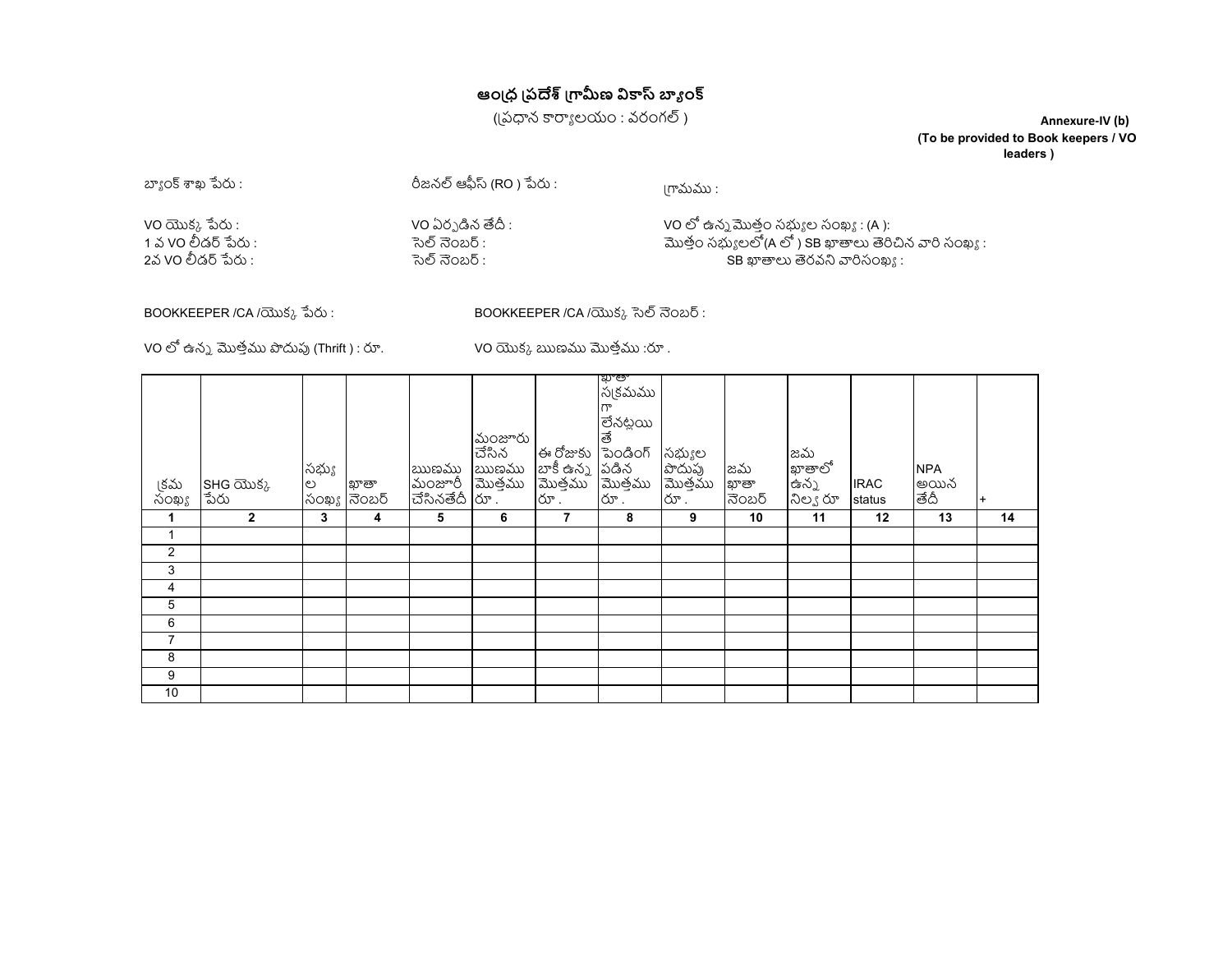# ఆంధ్ర ప్రదేశ్ గ్రామీణ వికాస్ బ్యాంక్

(ప్రధాన కార్యాలయం : వరంగల్ )

**Annexure-IV (b)**
**(To be provided to Book keepers / VO leaders )**

బ్యాంక్ శాఖ పేరు :

రీజనల్ ఆఫీస్ (RO ) పేరు :

గ్రామము :

VO యొక్క పేరు :

1 వ VO లీడర్ పేరు :

2వ VO లీడర్ పేరు :

VO ఏర్పడిన తేదీ :

సెల్ నెంబర్ :

సెల్ నెంబర్ :

VO లో ఉన్న మొత్తం సభ్యుల సంఖ్య : (A ):

మొత్తం సభ్యులలో(A లో ) SB ఖాతాలు తెరిచిన వారి సంఖ్య :

SB ఖాతాలు తెరవని వారిసంఖ్య :

BOOKKEEPER /CA /యొక్క పేరు :

BOOKKEEPER /CA /యొక్క సెల్ నెంబర్ :

VO లో ఉన్న మొత్తము పొదుపు (Thrift ) : రూ.

VO యొక్క ఋణము మొత్తము :రూ .

| క్రమ సంఖ్య | SHG యొక్క పేరు | సభ్యుల సంఖ్య | ఖాతా నెంబర్ | ఋణము మంజూరీ చేసినతేదీ | మంజూరు చేసిన ఋణము మొత్తము రూ . | ఈ రోజుకు బాకీ ఉన్న మొత్తము రూ . | ఖాతా సక్రమముగా లేనట్లయితే పెండింగ్ పడిన మొత్తము రూ . | సభ్యుల పొదుపు మొత్తము రూ . | జమ ఖాతా నెంబర్ | జమ ఖాతాలో ఉన్న నిల్వ రూ | IRAC status | NPA అయిన తేదీ | + |
|---|---|---|---|---|---|---|---|---|---|---|---|---|---|
| 1 | 2 | 3 | 4 | 5 | 6 | 7 | 8 | 9 | 10 | 11 | 12 | 13 | 14 |
| 1 | | | | | | | | | | | | | |
| 2 | | | | | | | | | | | | | |
| 3 | | | | | | | | | | | | | |
| 4 | | | | | | | | | | | | | |
| 5 | | | | | | | | | | | | | |
| 6 | | | | | | | | | | | | | |
| 7 | | | | | | | | | | | | | |
| 8 | | | | | | | | | | | | | |
| 9 | | | | | | | | | | | | | |
| 10 | | | | | | | | | | | | | |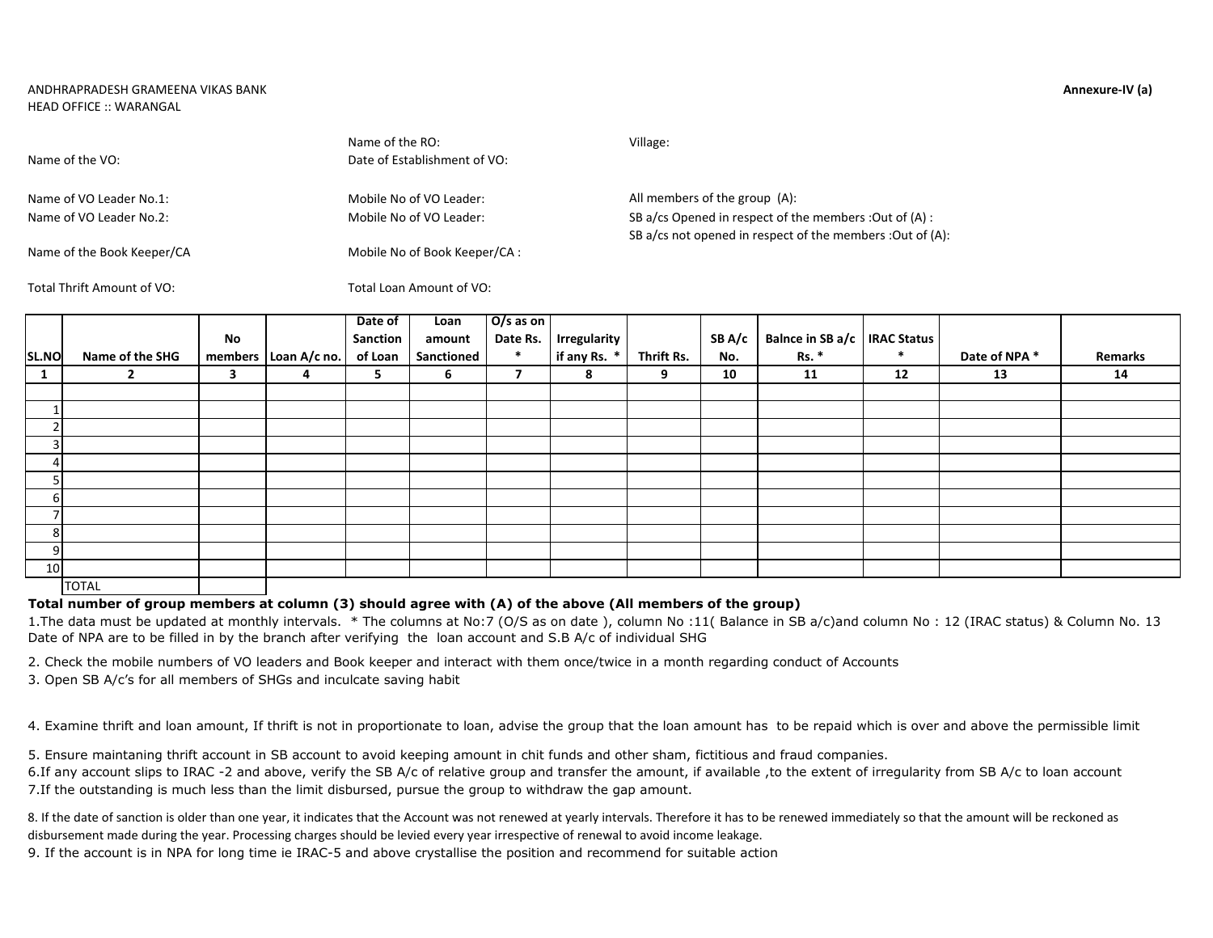ANDHRAPRADESH GRAMEENA VIKAS BANK
HEAD OFFICE :: WARANGAL

**Annexure-IV (a)**

Name of the RO:

Village:

Name of the VO:

Date of Establishment of VO:

Name of VO Leader No.1:

Mobile No of VO Leader:

All members of the group (A):

Name of VO Leader No.2:

Mobile No of VO Leader:

SB a/cs Opened in respect of the members :Out of (A) :

SB a/cs not opened in respect of the members :Out of (A):

Name of the Book Keeper/CA

Mobile No of Book Keeper/CA :

Total Thrift Amount of VO:

Total Loan Amount of VO:

| SL.NO | Name of the SHG | No members | Loan A/c no. | Date of Sanction of Loan | Loan amount Sanctioned | O/s as on Date Rs. * | Irregularity if any Rs. * | Thrift Rs. | SB A/c No. | Balnce in SB a/c Rs. * | IRAC Status * | Date of NPA * | Remarks |
|---|---|---|---|---|---|---|---|---|---|---|---|---|---|
| 1 | 2 | 3 | 4 | 5 | 6 | 7 | 8 | 9 | 10 | 11 | 12 | 13 | 14 |
| | | | | | | | | | | | | | |
| 1 | | | | | | | | | | | | | |
| 2 | | | | | | | | | | | | | |
| 3 | | | | | | | | | | | | | |
| 4 | | | | | | | | | | | | | |
| 5 | | | | | | | | | | | | | |
| 6 | | | | | | | | | | | | | |
| 7 | | | | | | | | | | | | | |
| 8 | | | | | | | | | | | | | |
| 9 | | | | | | | | | | | | | |
| 10 | | | | | | | | | | | | | |
| | TOTAL | | | | | | | | | | | | |

**Total number of group members at column (3) should agree with (A) of the above (All members of the group)**

1.The data must be updated at monthly intervals. * The columns at No:7 (O/S as on date ), column No :11( Balance in SB a/c)and column No : 12 (IRAC status) & Column No. 13 Date of NPA are to be filled in by the branch after verifying the loan account and S.B A/c of individual SHG

2. Check the mobile numbers of VO leaders and Book keeper and interact with them once/twice in a month regarding conduct of Accounts

3. Open SB A/c's for all members of SHGs and inculcate saving habit

4. Examine thrift and loan amount, If thrift is not in proportionate to loan, advise the group that the loan amount has to be repaid which is over and above the permissible limit

5. Ensure maintaning thrift account in SB account to avoid keeping amount in chit funds and other sham, fictitious and fraud companies.

6.If any account slips to IRAC -2 and above, verify the SB A/c of relative group and transfer the amount, if available ,to the extent of irregularity from SB A/c to loan account

7.If the outstanding is much less than the limit disbursed, pursue the group to withdraw the gap amount.

8. If the date of sanction is older than one year, it indicates that the Account was not renewed at yearly intervals. Therefore it has to be renewed immediately so that the amount will be reckoned as disbursement made during the year. Processing charges should be levied every year irrespective of renewal to avoid income leakage.

9. If the account is in NPA for long time ie IRAC-5 and above crystallise the position and recommend for suitable action